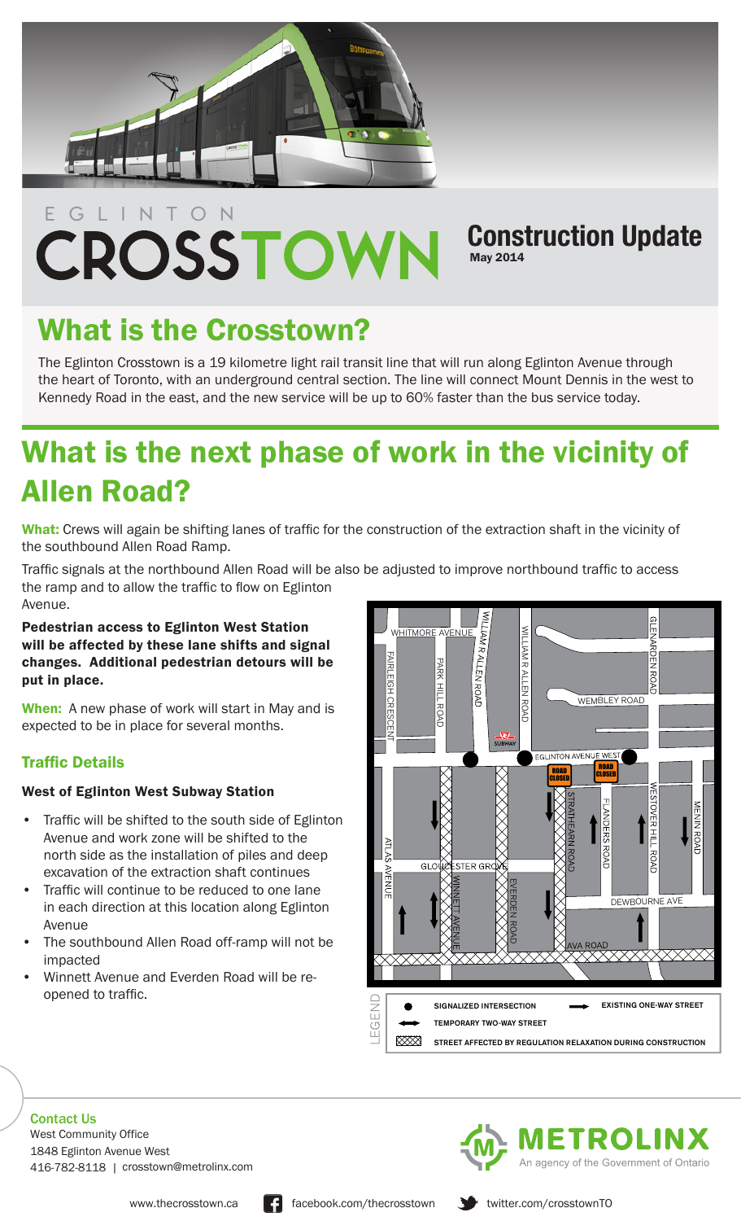# EGLINTON CROSSTOWN

## Construction Update

May 2014

## What is the Crosstown?

The Eglinton Crosstown is a 19 kilometre light rail transit line that will run along Eglinton Avenue through the heart of Toronto, with an underground central section. The line will connect Mount Dennis in the west to Kennedy Road in the east, and the new service will be up to 60% faster than the bus service today.

## What is the next phase of work in the vicinity of Allen Road?

**What:** Crews will again be shifting lanes of traffic for the construction of the extraction shaft in the vicinity of the southbound Allen Road Ramp.

Traffic signals at the northbound Allen Road will be also be adjusted to improve northbound traffic to access the ramp and to allow the traffic to flow on Eglinton Avenue.

**Pedestrian access to Eglinton West Station will be affected by these lane shifts and signal changes. Additional pedestrian detours will be put in place.**

**When:** A new phase of work will start in May and is expected to be in place for several months.

### Traffic Details

#### West of Eglinton West Subway Station

- Traffic will be shifted to the south side of Eglinton Avenue and work zone will be shifted to the north side as the installation of piles and deep excavation of the extraction shaft continues
- Traffic will continue to be reduced to one lane in each direction at this location along Eglinton Avenue
- The southbound Allen Road off-ramp will not be impacted
- Winnett Avenue and Everden Road will be re-opened to traffic.

LEGEND

- SIGNALIZED INTERSECTION
- EXISTING ONE-WAY STREET
- TEMPORARY TWO-WAY STREET
- STREET AFFECTED BY REGULATION RELAXATION DURING CONSTRUCTION

### Contact Us

West Community Office
1848 Eglinton Avenue West
416-782-8118 | crosstown@metrolinx.com

METROLINX — An agency of the Government of Ontario

www.thecrosstown.ca | facebook.com/thecrosstown | twitter.com/crosstownTO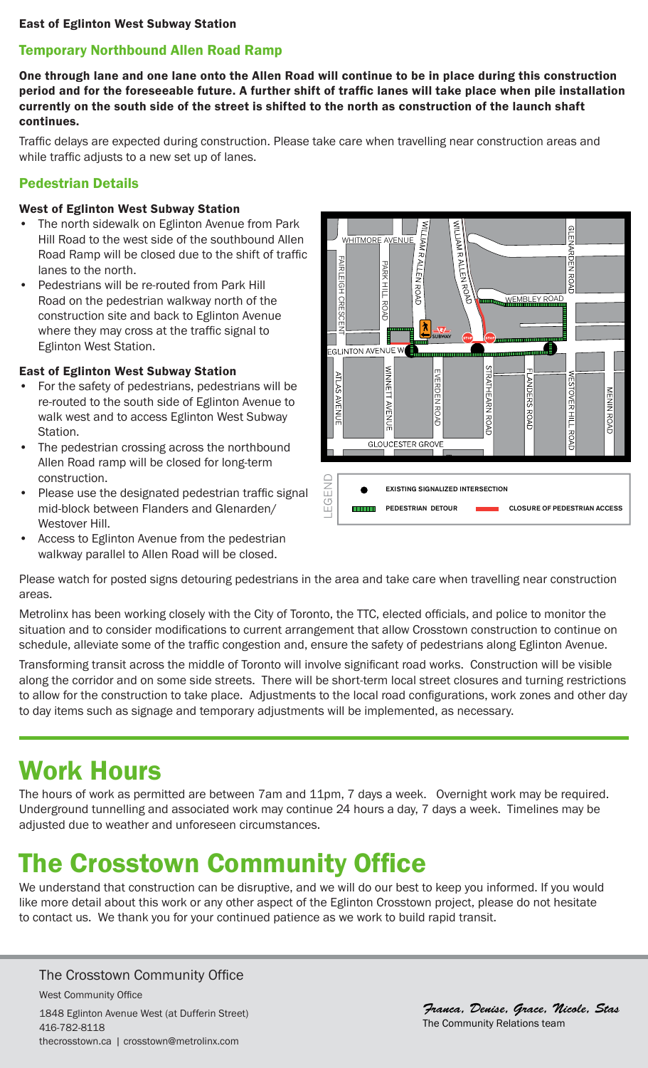### East of Eglinton West Subway Station

### Temporary Northbound Allen Road Ramp

**One through lane and one lane onto the Allen Road will continue to be in place during this construction period and for the foreseeable future. A further shift of traffic lanes will take place when pile installation currently on the south side of the street is shifted to the north as construction of the launch shaft continues.**

Traffic delays are expected during construction. Please take care when travelling near construction areas and while traffic adjusts to a new set up of lanes.

### Pedestrian Details

#### West of Eglinton West Subway Station

- The north sidewalk on Eglinton Avenue from Park Hill Road to the west side of the southbound Allen Road Ramp will be closed due to the shift of traffic lanes to the north.
- Pedestrians will be re-routed from Park Hill Road on the pedestrian walkway north of the construction site and back to Eglinton Avenue where they may cross at the traffic signal to Eglinton West Station.

#### East of Eglinton West Subway Station

- For the safety of pedestrians, pedestrians will be re-routed to the south side of Eglinton Avenue to walk west and to access Eglinton West Subway Station.
- The pedestrian crossing across the northbound Allen Road ramp will be closed for long-term construction.
- Please use the designated pedestrian traffic signal mid-block between Flanders and Glenarden/ Westover Hill.
- Access to Eglinton Avenue from the pedestrian walkway parallel to Allen Road will be closed.

WHITMORE AVENUE
WILLIAM R ALLEN ROAD
WILLIAM R ALLEN ROAD
GLENARDEN ROAD
FAIRLEIGH CRESCENT
PARK HILL ROAD
WEMBLEY ROAD
SUBWAY
EGLINTON AVENUE W
ATLAS AVENUE
WINNETT AVENUE
EVERDEN ROAD
STRATHEARN ROAD
FLANDERS ROAD
WESTOVER HILL ROAD
MENIN ROAD
GLOUCESTER GROVE

LEGEND
EXISTING SIGNALIZED INTERSECTION
PEDESTRIAN DETOUR
CLOSURE OF PEDESTRIAN ACCESS

Please watch for posted signs detouring pedestrians in the area and take care when travelling near construction areas.

Metrolinx has been working closely with the City of Toronto, the TTC, elected officials, and police to monitor the situation and to consider modifications to current arrangement that allow Crosstown construction to continue on schedule, alleviate some of the traffic congestion and, ensure the safety of pedestrians along Eglinton Avenue.

Transforming transit across the middle of Toronto will involve significant road works. Construction will be visible along the corridor and on some side streets. There will be short-term local street closures and turning restrictions to allow for the construction to take place. Adjustments to the local road configurations, work zones and other day to day items such as signage and temporary adjustments will be implemented, as necessary.

# Work Hours

The hours of work as permitted are between 7am and 11pm, 7 days a week. Overnight work may be required. Underground tunnelling and associated work may continue 24 hours a day, 7 days a week. Timelines may be adjusted due to weather and unforeseen circumstances.

# The Crosstown Community Office

We understand that construction can be disruptive, and we will do our best to keep you informed. If you would like more detail about this work or any other aspect of the Eglinton Crosstown project, please do not hesitate to contact us. We thank you for your continued patience as we work to build rapid transit.

The Crosstown Community Office

West Community Office
1848 Eglinton Avenue West (at Dufferin Street)
416-782-8118
thecrosstown.ca | crosstown@metrolinx.com

*Franca, Denise, Grace, Nicole, Stas*
The Community Relations team